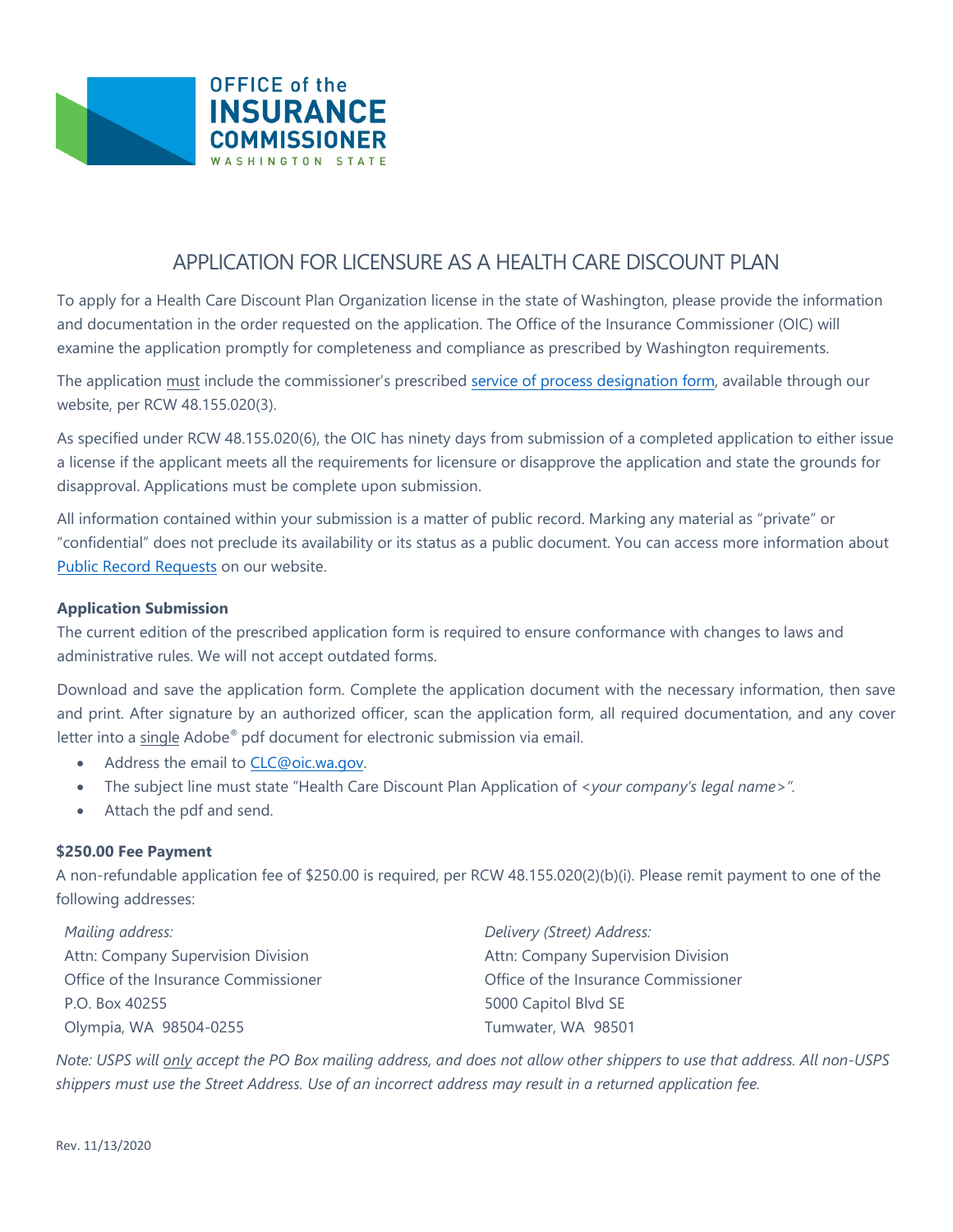OFFICE of the INSURANCE COMMISSIONER WASHINGTON STATE

# APPLICATION FOR LICENSURE AS A HEALTH CARE DISCOUNT PLAN

To apply for a Health Care Discount Plan Organization license in the state of Washington, please provide the information and documentation in the order requested on the application. The Office of the Insurance Commissioner (OIC) will examine the application promptly for completeness and compliance as prescribed by Washington requirements.

The application must include the commissioner's prescribed service of process designation form, available through our website, per RCW 48.155.020(3).

As specified under RCW 48.155.020(6), the OIC has ninety days from submission of a completed application to either issue a license if the applicant meets all the requirements for licensure or disapprove the application and state the grounds for disapproval. Applications must be complete upon submission.

All information contained within your submission is a matter of public record. Marking any material as "private" or "confidential" does not preclude its availability or its status as a public document. You can access more information about Public Record Requests on our website.

**Application Submission**

The current edition of the prescribed application form is required to ensure conformance with changes to laws and administrative rules. We will not accept outdated forms.

Download and save the application form. Complete the application document with the necessary information, then save and print. After signature by an authorized officer, scan the application form, all required documentation, and any cover letter into a single Adobe® pdf document for electronic submission via email.

- Address the email to CLC@oic.wa.gov.
- The subject line must state "Health Care Discount Plan Application of *<your company's legal name>"*.
- Attach the pdf and send.

**$250.00 Fee Payment**

A non-refundable application fee of $250.00 is required, per RCW 48.155.020(2)(b)(i). Please remit payment to one of the following addresses:

*Mailing address:*
Attn: Company Supervision Division
Office of the Insurance Commissioner
P.O. Box 40255
Olympia, WA 98504-0255

*Delivery (Street) Address:*
Attn: Company Supervision Division
Office of the Insurance Commissioner
5000 Capitol Blvd SE
Tumwater, WA 98501

*Note: USPS will only accept the PO Box mailing address, and does not allow other shippers to use that address. All non-USPS shippers must use the Street Address. Use of an incorrect address may result in a returned application fee.*

Rev. 11/13/2020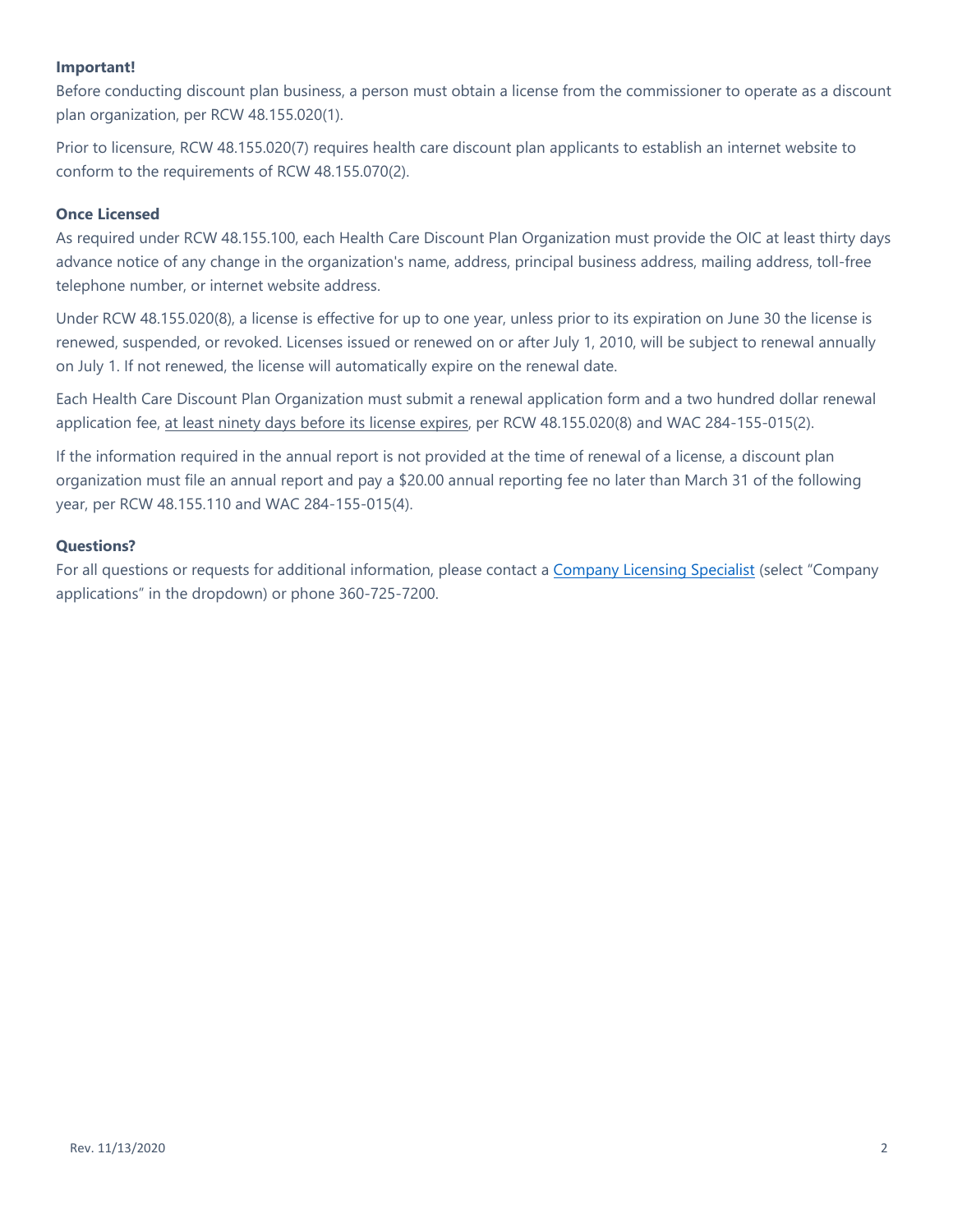**Important!**

Before conducting discount plan business, a person must obtain a license from the commissioner to operate as a discount plan organization, per RCW 48.155.020(1).

Prior to licensure, RCW 48.155.020(7) requires health care discount plan applicants to establish an internet website to conform to the requirements of RCW 48.155.070(2).

**Once Licensed**

As required under RCW 48.155.100, each Health Care Discount Plan Organization must provide the OIC at least thirty days advance notice of any change in the organization's name, address, principal business address, mailing address, toll-free telephone number, or internet website address.

Under RCW 48.155.020(8), a license is effective for up to one year, unless prior to its expiration on June 30 the license is renewed, suspended, or revoked. Licenses issued or renewed on or after July 1, 2010, will be subject to renewal annually on July 1. If not renewed, the license will automatically expire on the renewal date.

Each Health Care Discount Plan Organization must submit a renewal application form and a two hundred dollar renewal application fee, at least ninety days before its license expires, per RCW 48.155.020(8) and WAC 284-155-015(2).

If the information required in the annual report is not provided at the time of renewal of a license, a discount plan organization must file an annual report and pay a $20.00 annual reporting fee no later than March 31 of the following year, per RCW 48.155.110 and WAC 284-155-015(4).

**Questions?**

For all questions or requests for additional information, please contact a Company Licensing Specialist (select "Company applications" in the dropdown) or phone 360-725-7200.

Rev. 11/13/2020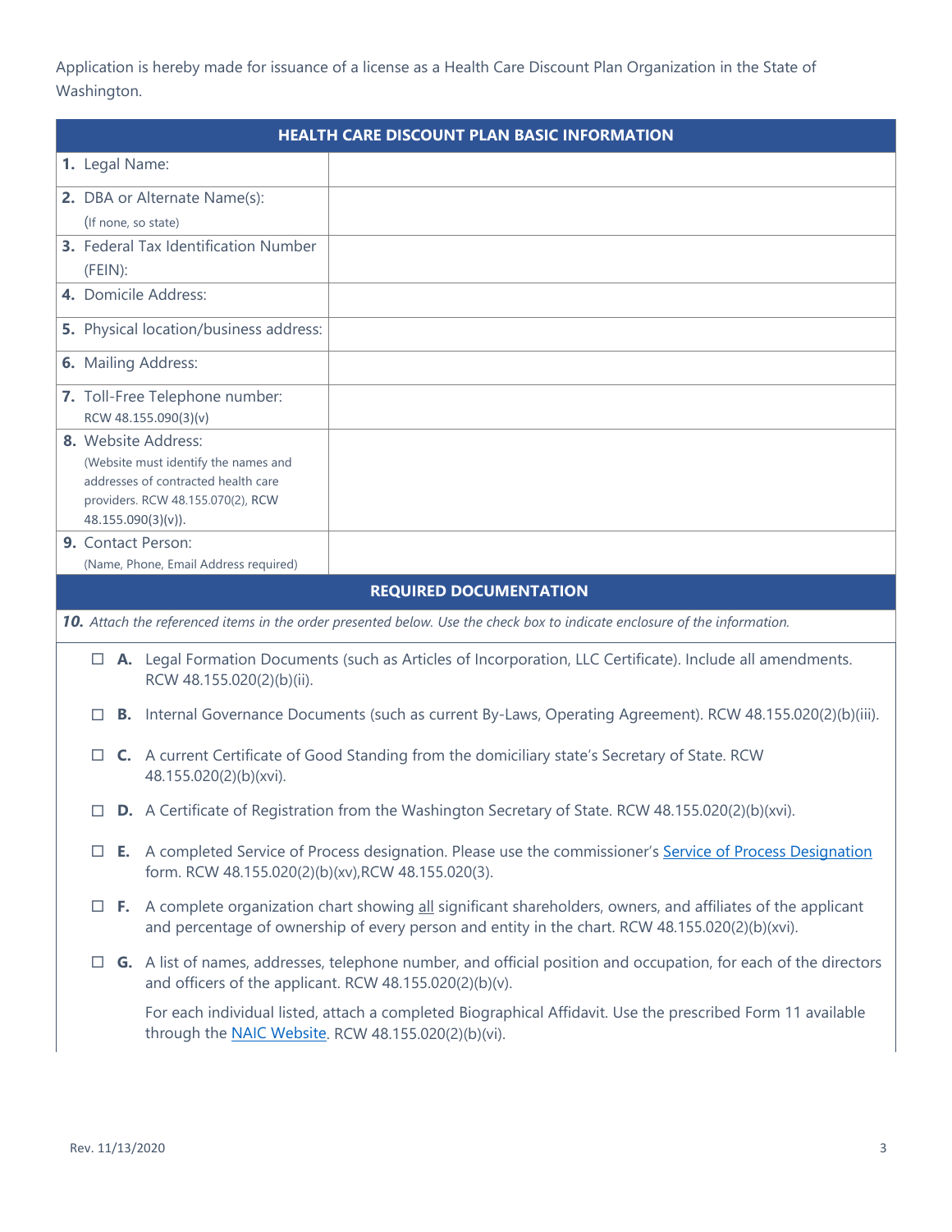Application is hereby made for issuance of a license as a Health Care Discount Plan Organization in the State of Washington.

| HEALTH CARE DISCOUNT PLAN BASIC INFORMATION | |
|---|---|
| **1.** Legal Name: | |
| **2.** DBA or Alternate Name(s): (If none, so state) | |
| **3.** Federal Tax Identification Number (FEIN): | |
| **4.** Domicile Address: | |
| **5.** Physical location/business address: | |
| **6.** Mailing Address: | |
| **7.** Toll-Free Telephone number: RCW 48.155.090(3)(v) | |
| **8.** Website Address: (Website must identify the names and addresses of contracted health care providers. RCW 48.155.070(2), RCW 48.155.090(3)(v)). | |
| **9.** Contact Person: (Name, Phone, Email Address required) | |

## REQUIRED DOCUMENTATION

***10.** Attach the referenced items in the order presented below. Use the check box to indicate enclosure of the information.*

☐ **A.** Legal Formation Documents (such as Articles of Incorporation, LLC Certificate). Include all amendments. RCW 48.155.020(2)(b)(ii).

☐ **B.** Internal Governance Documents (such as current By-Laws, Operating Agreement). RCW 48.155.020(2)(b)(iii).

☐ **C.** A current Certificate of Good Standing from the domiciliary state's Secretary of State. RCW 48.155.020(2)(b)(xvi).

☐ **D.** A Certificate of Registration from the Washington Secretary of State. RCW 48.155.020(2)(b)(xvi).

☐ **E.** A completed Service of Process designation. Please use the commissioner's Service of Process Designation form. RCW 48.155.020(2)(b)(xv),RCW 48.155.020(3).

☐ **F.** A complete organization chart showing all significant shareholders, owners, and affiliates of the applicant and percentage of ownership of every person and entity in the chart. RCW 48.155.020(2)(b)(xvi).

☐ **G.** A list of names, addresses, telephone number, and official position and occupation, for each of the directors and officers of the applicant. RCW 48.155.020(2)(b)(v).

For each individual listed, attach a completed Biographical Affidavit. Use the prescribed Form 11 available through the NAIC Website. RCW 48.155.020(2)(b)(vi).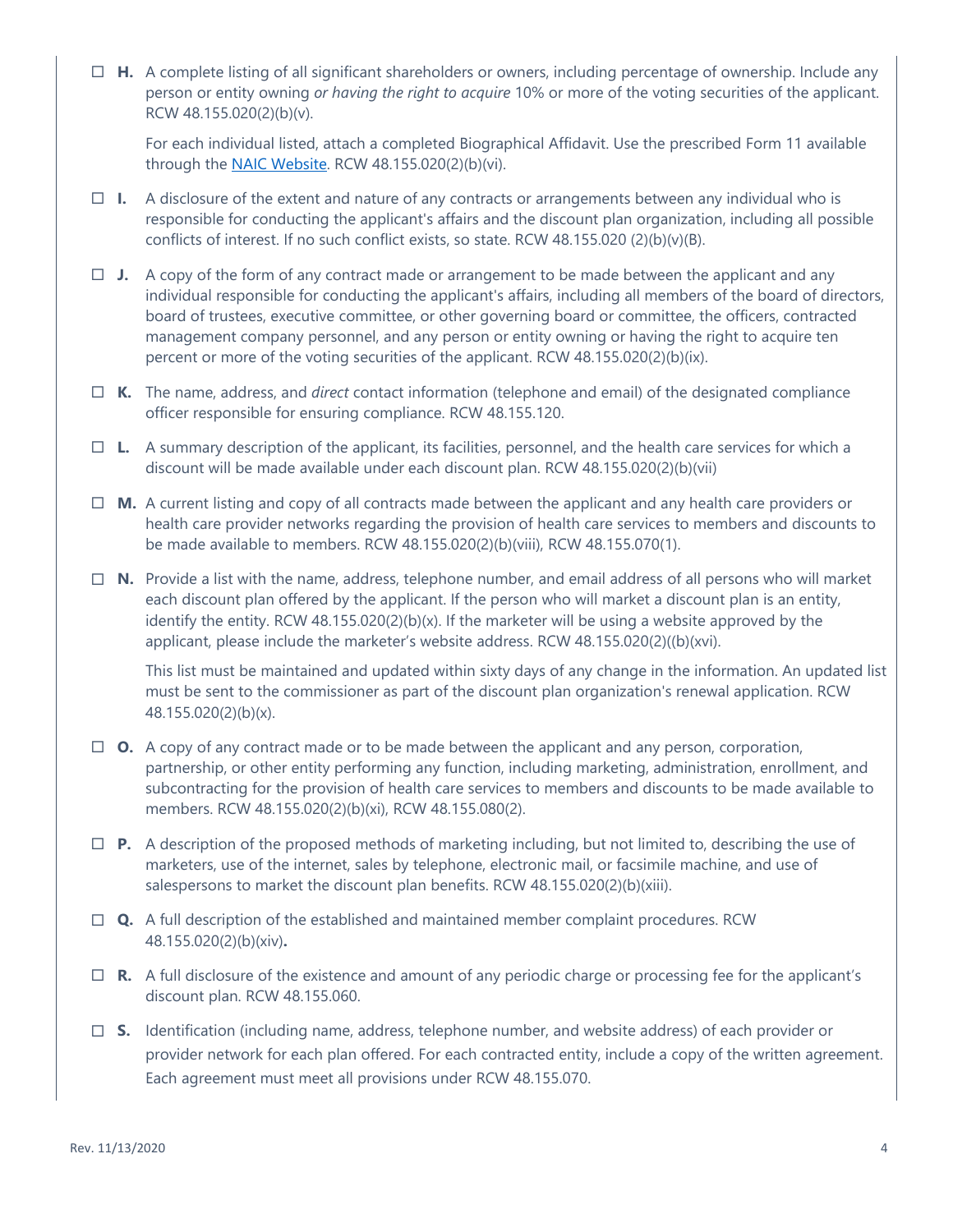- ☐ **H.** A complete listing of all significant shareholders or owners, including percentage of ownership. Include any person or entity owning *or having the right to acquire* 10% or more of the voting securities of the applicant. RCW 48.155.020(2)(b)(v).

  For each individual listed, attach a completed Biographical Affidavit. Use the prescribed Form 11 available through the [NAIC Website](). RCW 48.155.020(2)(b)(vi).

- ☐ **I.** A disclosure of the extent and nature of any contracts or arrangements between any individual who is responsible for conducting the applicant's affairs and the discount plan organization, including all possible conflicts of interest. If no such conflict exists, so state. RCW 48.155.020 (2)(b)(v)(B).

- ☐ **J.** A copy of the form of any contract made or arrangement to be made between the applicant and any individual responsible for conducting the applicant's affairs, including all members of the board of directors, board of trustees, executive committee, or other governing board or committee, the officers, contracted management company personnel, and any person or entity owning or having the right to acquire ten percent or more of the voting securities of the applicant. RCW 48.155.020(2)(b)(ix).

- ☐ **K.** The name, address, and *direct* contact information (telephone and email) of the designated compliance officer responsible for ensuring compliance. RCW 48.155.120.

- ☐ **L.** A summary description of the applicant, its facilities, personnel, and the health care services for which a discount will be made available under each discount plan. RCW 48.155.020(2)(b)(vii)

- ☐ **M.** A current listing and copy of all contracts made between the applicant and any health care providers or health care provider networks regarding the provision of health care services to members and discounts to be made available to members. RCW 48.155.020(2)(b)(viii), RCW 48.155.070(1).

- ☐ **N.** Provide a list with the name, address, telephone number, and email address of all persons who will market each discount plan offered by the applicant. If the person who will market a discount plan is an entity, identify the entity. RCW 48.155.020(2)(b)(x). If the marketer will be using a website approved by the applicant, please include the marketer's website address. RCW 48.155.020(2)((b)(xvi).

  This list must be maintained and updated within sixty days of any change in the information. An updated list must be sent to the commissioner as part of the discount plan organization's renewal application. RCW 48.155.020(2)(b)(x).

- ☐ **O.** A copy of any contract made or to be made between the applicant and any person, corporation, partnership, or other entity performing any function, including marketing, administration, enrollment, and subcontracting for the provision of health care services to members and discounts to be made available to members. RCW 48.155.020(2)(b)(xi), RCW 48.155.080(2).

- ☐ **P.** A description of the proposed methods of marketing including, but not limited to, describing the use of marketers, use of the internet, sales by telephone, electronic mail, or facsimile machine, and use of salespersons to market the discount plan benefits. RCW 48.155.020(2)(b)(xiii).

- ☐ **Q.** A full description of the established and maintained member complaint procedures. RCW 48.155.020(2)(b)(xiv)**.**

- ☐ **R.** A full disclosure of the existence and amount of any periodic charge or processing fee for the applicant's discount plan. RCW 48.155.060.

- ☐ **S.** Identification (including name, address, telephone number, and website address) of each provider or provider network for each plan offered. For each contracted entity, include a copy of the written agreement. Each agreement must meet all provisions under RCW 48.155.070.

Rev. 11/13/2020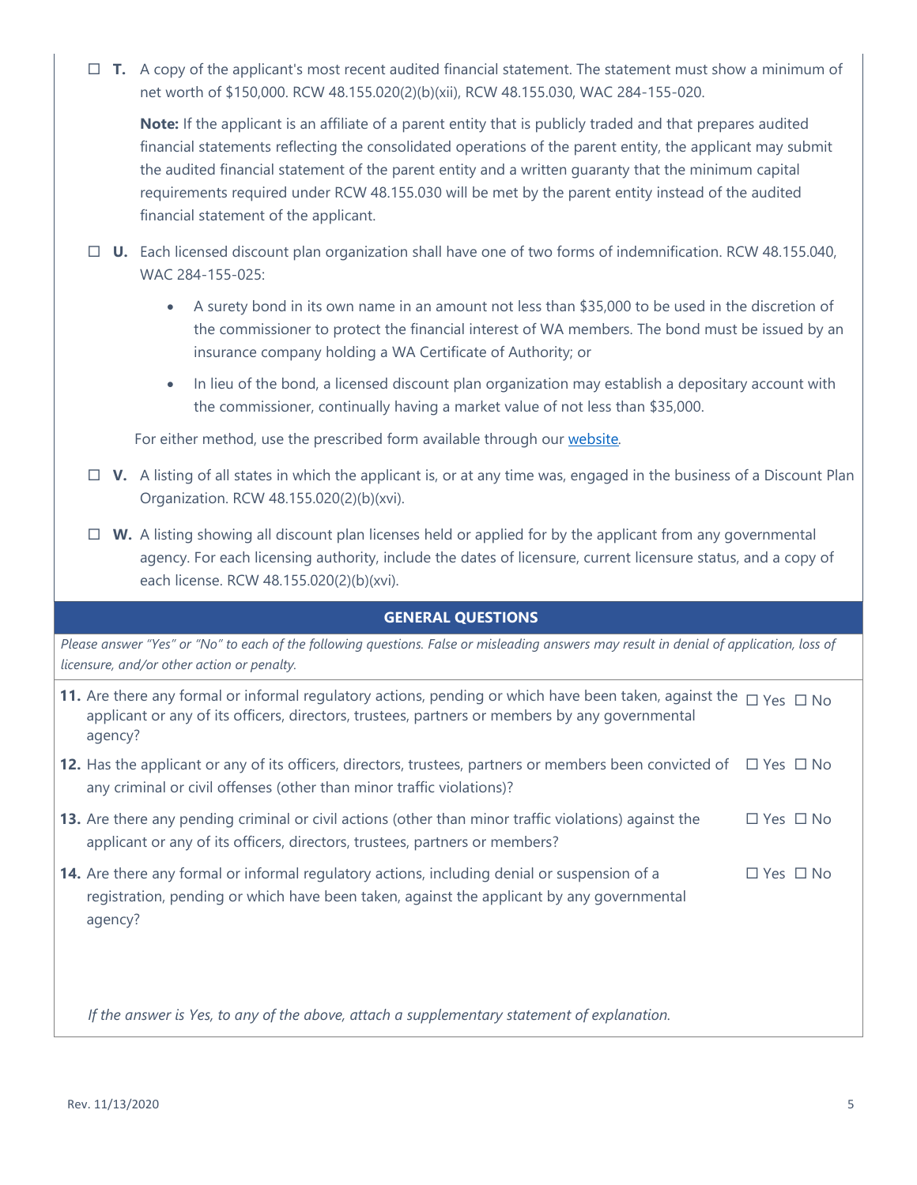☐ **T.** A copy of the applicant's most recent audited financial statement. The statement must show a minimum of net worth of $150,000. RCW 48.155.020(2)(b)(xii), RCW 48.155.030, WAC 284-155-020.

**Note:** If the applicant is an affiliate of a parent entity that is publicly traded and that prepares audited financial statements reflecting the consolidated operations of the parent entity, the applicant may submit the audited financial statement of the parent entity and a written guaranty that the minimum capital requirements required under RCW 48.155.030 will be met by the parent entity instead of the audited financial statement of the applicant.

☐ **U.** Each licensed discount plan organization shall have one of two forms of indemnification. RCW 48.155.040, WAC 284-155-025:

- A surety bond in its own name in an amount not less than $35,000 to be used in the discretion of the commissioner to protect the financial interest of WA members. The bond must be issued by an insurance company holding a WA Certificate of Authority; or
- In lieu of the bond, a licensed discount plan organization may establish a depositary account with the commissioner, continually having a market value of not less than $35,000.

For either method, use the prescribed form available through our website.

☐ **V.** A listing of all states in which the applicant is, or at any time was, engaged in the business of a Discount Plan Organization. RCW 48.155.020(2)(b)(xvi).

☐ **W.** A listing showing all discount plan licenses held or applied for by the applicant from any governmental agency. For each licensing authority, include the dates of licensure, current licensure status, and a copy of each license. RCW 48.155.020(2)(b)(xvi).

## GENERAL QUESTIONS

*Please answer "Yes" or "No" to each of the following questions. False or misleading answers may result in denial of application, loss of licensure, and/or other action or penalty.*

**11.** Are there any formal or informal regulatory actions, pending or which have been taken, against the applicant or any of its officers, directors, trustees, partners or members by any governmental agency? ☐ Yes ☐ No

**12.** Has the applicant or any of its officers, directors, trustees, partners or members been convicted of any criminal or civil offenses (other than minor traffic violations)? ☐ Yes ☐ No

**13.** Are there any pending criminal or civil actions (other than minor traffic violations) against the applicant or any of its officers, directors, trustees, partners or members? ☐ Yes ☐ No

**14.** Are there any formal or informal regulatory actions, including denial or suspension of a registration, pending or which have been taken, against the applicant by any governmental agency? ☐ Yes ☐ No

*If the answer is Yes, to any of the above, attach a supplementary statement of explanation.*

Rev. 11/13/2020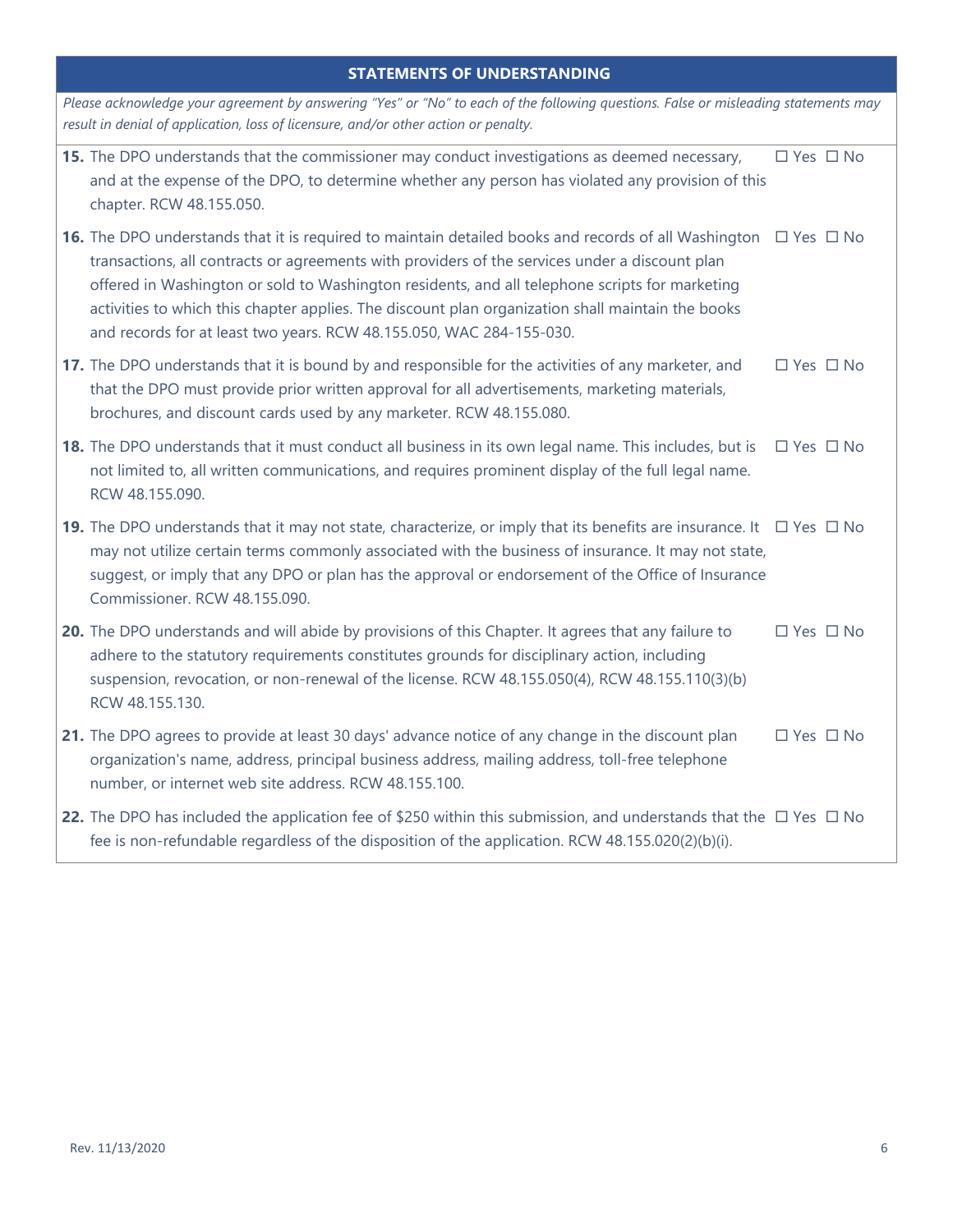## STATEMENTS OF UNDERSTANDING

*Please acknowledge your agreement by answering "Yes" or "No" to each of the following questions. False or misleading statements may result in denial of application, loss of licensure, and/or other action or penalty.*

| | |
|---|---|
| **15.** The DPO understands that the commissioner may conduct investigations as deemed necessary, and at the expense of the DPO, to determine whether any person has violated any provision of this chapter. RCW 48.155.050. | ☐ Yes ☐ No |
| **16.** The DPO understands that it is required to maintain detailed books and records of all Washington transactions, all contracts or agreements with providers of the services under a discount plan offered in Washington or sold to Washington residents, and all telephone scripts for marketing activities to which this chapter applies. The discount plan organization shall maintain the books and records for at least two years. RCW 48.155.050, WAC 284-155-030. | ☐ Yes ☐ No |
| **17.** The DPO understands that it is bound by and responsible for the activities of any marketer, and that the DPO must provide prior written approval for all advertisements, marketing materials, brochures, and discount cards used by any marketer. RCW 48.155.080. | ☐ Yes ☐ No |
| **18.** The DPO understands that it must conduct all business in its own legal name. This includes, but is not limited to, all written communications, and requires prominent display of the full legal name. RCW 48.155.090. | ☐ Yes ☐ No |
| **19.** The DPO understands that it may not state, characterize, or imply that its benefits are insurance. It may not utilize certain terms commonly associated with the business of insurance. It may not state, suggest, or imply that any DPO or plan has the approval or endorsement of the Office of Insurance Commissioner. RCW 48.155.090. | ☐ Yes ☐ No |
| **20.** The DPO understands and will abide by provisions of this Chapter. It agrees that any failure to adhere to the statutory requirements constitutes grounds for disciplinary action, including suspension, revocation, or non-renewal of the license. RCW 48.155.050(4), RCW 48.155.110(3)(b) RCW 48.155.130. | ☐ Yes ☐ No |
| **21.** The DPO agrees to provide at least 30 days' advance notice of any change in the discount plan organization's name, address, principal business address, mailing address, toll-free telephone number, or internet web site address. RCW 48.155.100. | ☐ Yes ☐ No |
| **22.** The DPO has included the application fee of $250 within this submission, and understands that the fee is non-refundable regardless of the disposition of the application. RCW 48.155.020(2)(b)(i). | ☐ Yes ☐ No |

Rev. 11/13/2020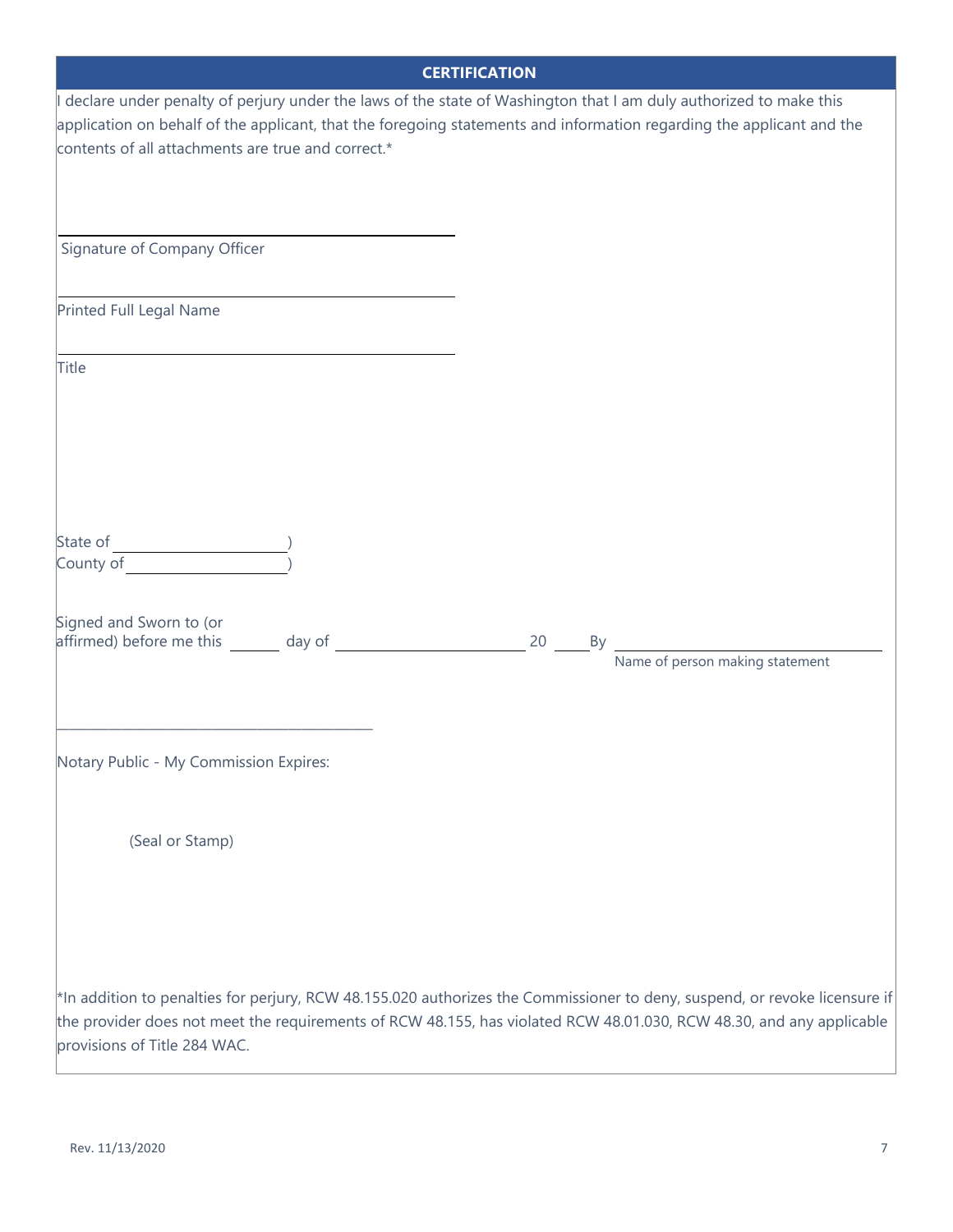## CERTIFICATION

I declare under penalty of perjury under the laws of the state of Washington that I am duly authorized to make this application on behalf of the applicant, that the foregoing statements and information regarding the applicant and the contents of all attachments are true and correct.*

\_\_\_\_\_\_\_\_\_\_\_\_\_\_\_\_\_\_\_\_\_\_\_\_\_\_\_\_\_\_\_\_\_\_\_\_\_\_\_\_\_\_\_\_

Signature of Company Officer

\_\_\_\_\_\_\_\_\_\_\_\_\_\_\_\_\_\_\_\_\_\_\_\_\_\_\_\_\_\_\_\_\_\_\_\_\_\_\_\_\_\_\_\_

Printed Full Legal Name

\_\_\_\_\_\_\_\_\_\_\_\_\_\_\_\_\_\_\_\_\_\_\_\_\_\_\_\_\_\_\_\_\_\_\_\_\_\_\_\_\_\_\_\_

Title

State of \_\_\_\_\_\_\_\_\_\_\_\_\_\_\_\_\_\_\_\_)
County of \_\_\_\_\_\_\_\_\_\_\_\_\_\_\_\_\_\_\_)

Signed and Sworn to (or affirmed) before me this \_\_\_\_\_\_ day of \_\_\_\_\_\_\_\_\_\_\_\_\_\_\_\_\_\_\_\_\_\_ 20 \_\_\_\_ By \_\_\_\_\_\_\_\_\_\_\_\_\_\_\_\_\_\_\_\_\_\_\_\_\_\_\_\_\_\_\_\_

Name of person making statement

\_\_\_\_\_\_\_\_\_\_\_\_\_\_\_\_\_\_\_\_\_\_\_\_\_\_\_\_\_\_\_\_\_\_\_\_\_\_\_\_\_\_\_\_

Notary Public - My Commission Expires:

(Seal or Stamp)

*In addition to penalties for perjury, RCW 48.155.020 authorizes the Commissioner to deny, suspend, or revoke licensure if the provider does not meet the requirements of RCW 48.155, has violated RCW 48.01.030, RCW 48.30, and any applicable provisions of Title 284 WAC.

Rev. 11/13/2020